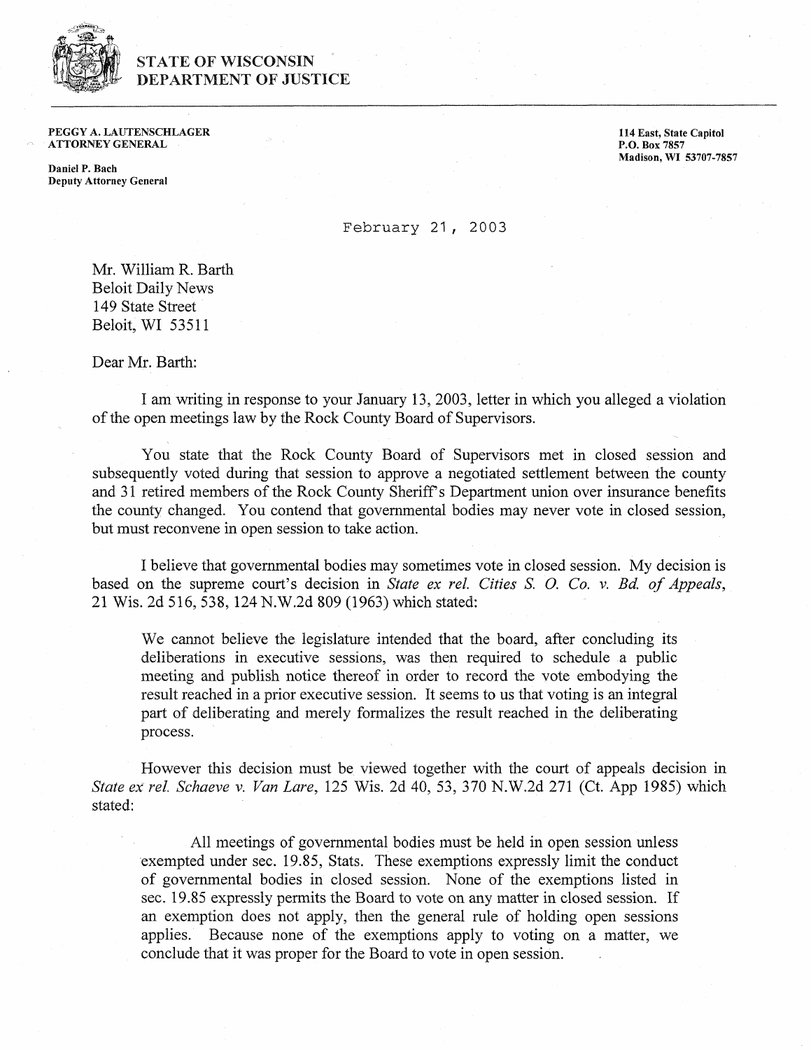# STATE OF WISCONSIN
# DEPARTMENT OF JUSTICE

**PEGGY A. LAUTENSCHLAGER**
**ATTORNEY GENERAL**

**Daniel P. Bach**
**Deputy Attorney General**

**114 East, State Capitol**
**P.O. Box 7857**
**Madison, WI 53707-7857**

February 21, 2003

Mr. William R. Barth
Beloit Daily News
149 State Street
Beloit, WI 53511

Dear Mr. Barth:

I am writing in response to your January 13, 2003, letter in which you alleged a violation of the open meetings law by the Rock County Board of Supervisors.

You state that the Rock County Board of Supervisors met in closed session and subsequently voted during that session to approve a negotiated settlement between the county and 31 retired members of the Rock County Sheriff's Department union over insurance benefits the county changed. You contend that governmental bodies may never vote in closed session, but must reconvene in open session to take action.

I believe that governmental bodies may sometimes vote in closed session. My decision is based on the supreme court's decision in *State ex rel. Cities S. O. Co. v. Bd. of Appeals*, 21 Wis. 2d 516, 538, 124 N.W.2d 809 (1963) which stated:

> We cannot believe the legislature intended that the board, after concluding its deliberations in executive sessions, was then required to schedule a public meeting and publish notice thereof in order to record the vote embodying the result reached in a prior executive session. It seems to us that voting is an integral part of deliberating and merely formalizes the result reached in the deliberating process.

However this decision must be viewed together with the court of appeals decision in *State ex rel. Schaeve v. Van Lare*, 125 Wis. 2d 40, 53, 370 N.W.2d 271 (Ct. App 1985) which stated:

> All meetings of governmental bodies must be held in open session unless exempted under sec. 19.85, Stats. These exemptions expressly limit the conduct of governmental bodies in closed session. None of the exemptions listed in sec. 19.85 expressly permits the Board to vote on any matter in closed session. If an exemption does not apply, then the general rule of holding open sessions applies. Because none of the exemptions apply to voting on a matter, we conclude that it was proper for the Board to vote in open session.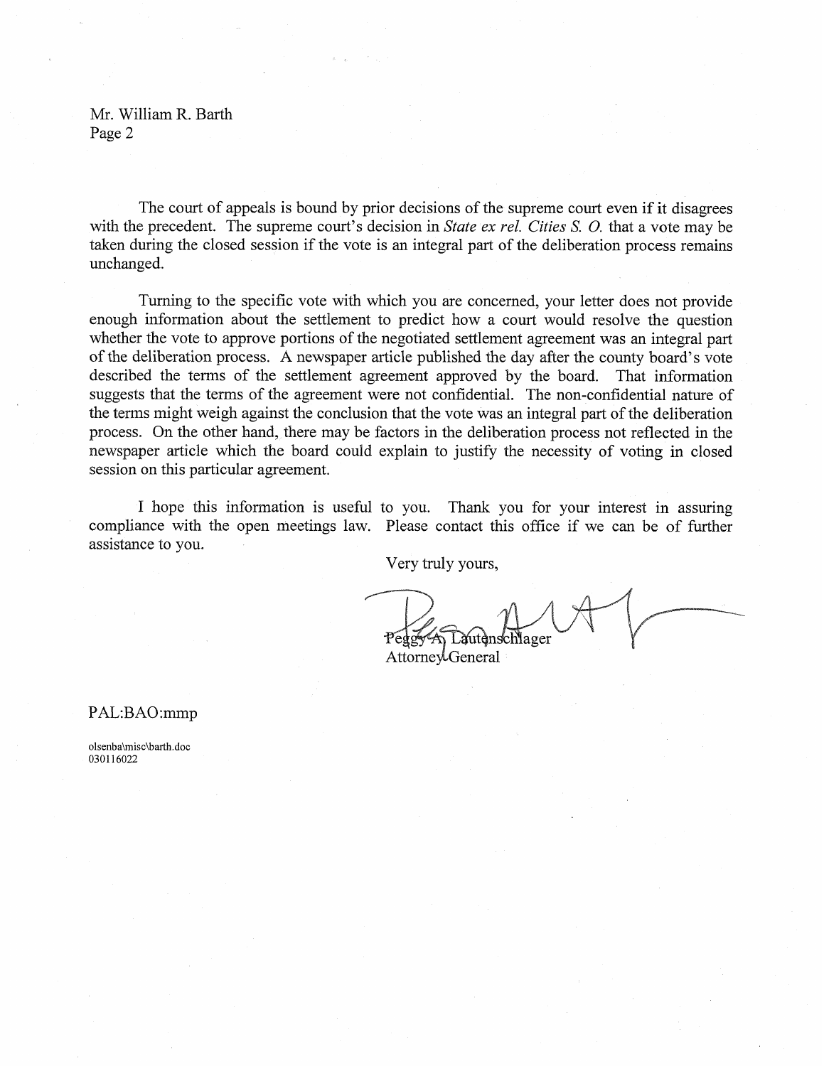The court of appeals is bound by prior decisions of the supreme court even if it disagrees with the precedent. The supreme court's decision in *State ex rel. Cities S. O.* that a vote may be taken during the closed session if the vote is an integral part of the deliberation process remains unchanged.

Turning to the specific vote with which you are concerned, your letter does not provide enough information about the settlement to predict how a court would resolve the question whether the vote to approve portions of the negotiated settlement agreement was an integral part of the deliberation process. A newspaper article published the day after the county board's vote described the terms of the settlement agreement approved by the board. That information suggests that the terms of the agreement were not confidential. The non-confidential nature of the terms might weigh against the conclusion that the vote was an integral part of the deliberation process. On the other hand, there may be factors in the deliberation process not reflected in the newspaper article which the board could explain to justify the necessity of voting in closed session on this particular agreement.

I hope this information is useful to you. Thank you for your interest in assuring compliance with the open meetings law. Please contact this office if we can be of further assistance to you.

Very truly yours,

Peggy A. Lautenschlager
Attorney General

PAL:BAO:mmp

olsenba\misc\barth.doc
030116022